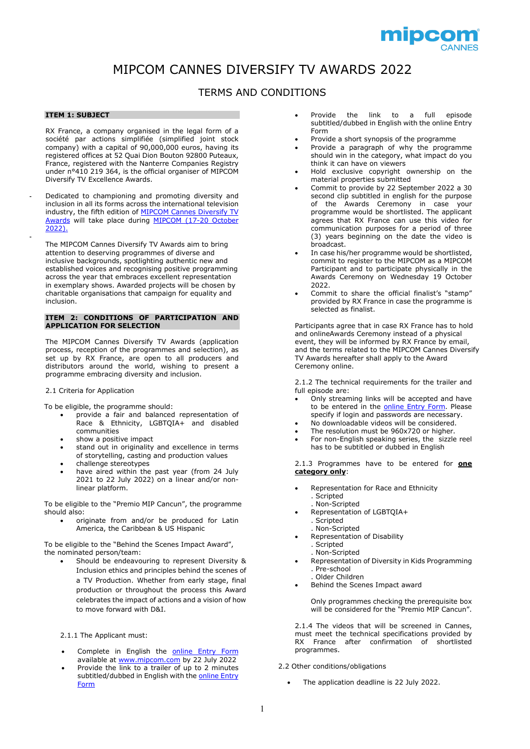# MIPCOM CANNES DIVERSIFY TV AWARDS 2022

## TERMS AND CONDITIONS

### ITEM 1: SUBJECT

RX France, a company organised in the legal form of a société par actions simplifiée (simplified joint stock company) with a capital of 90,000,000 euros, having its registered offices at 52 Quai Dion Bouton 92800 Puteaux, France, registered with the Nanterre Companies Registry under n°410 219 364, is the official organiser of MIPCOM Diversify TV Excellence Awards.

- Dedicated to championing and promoting diversity and inclusion in all its forms across the international television industry, the fifth edition of MIPCOM Cannes Diversify TV Awards will take place during MIPCOM (17-20 October 2022).
- The MIPCOM Cannes Diversify TV Awards aim to bring attention to deserving programmes of diverse and inclusive backgrounds, spotlighting authentic new and established voices and recognising positive programming across the year that embraces excellent representation in exemplary shows. Awarded projects will be chosen by charitable organisations that campaign for equality and inclusion.

### ITEM 2: CONDITIONS OF PARTICIPATION AND APPLICATION FOR SELECTION

The MIPCOM Cannes Diversify TV Awards (application process, reception of the programmes and selection), as set up by RX France, are open to all producers and distributors around the world, wishing to present a programme embracing diversity and inclusion.

2.1 Criteria for Application

To be eligible, the programme should:

- provide a fair and balanced representation of Race & Ethnicity, LGBTQIA+ and disabled communities
- show a positive impact
- stand out in originality and excellence in terms of storytelling, casting and production values
- challenge stereotypes
- have aired within the past year (from 24 July 2021 to 22 July 2022) on a linear and/or non-linear platform.

To be eligible to the "Premio MIP Cancun", the programme should also:

- originate from and/or be produced for Latin America, the Caribbean & US Hispanic

To be eligible to the "Behind the Scenes Impact Award", the nominated person/team:

- Should be endeavouring to represent Diversity & Inclusion ethics and principles behind the scenes of a TV Production. Whether from early stage, final production or throughout the process this Award celebrates the impact of actions and a vision of how to move forward with D&I.

2.1.1 The Applicant must:

- Complete in English the online Entry Form available at www.mipcom.com by 22 July 2022
- Provide the link to a trailer of up to 2 minutes subtitled/dubbed in English with the online Entry Form
- Provide the link to a full episode subtitled/dubbed in English with the online Entry Form
- Provide a short synopsis of the programme
- Provide a paragraph of why the programme should win in the category, what impact do you think it can have on viewers
- Hold exclusive copyright ownership on the material properties submitted
- Commit to provide by 22 September 2022 a 30 second clip subtitled in english for the purpose of the Awards Ceremony in case your programme would be shortlisted. The applicant agrees that RX France can use this video for communication purposes for a period of three (3) years beginning on the date the video is broadcast.
- In case his/her programme would be shortlisted, commit to register to the MIPCOM as a MIPCOM Participant and to participate physically in the Awards Ceremony on Wednesday 19 October 2022.
- Commit to share the official finalist's "stamp" provided by RX France in case the programme is selected as finalist.

Participants agree that in case RX France has to hold and onlineAwards Ceremony instead of a physical event, they will be informed by RX France by email, and the terms related to the MIPCOM Cannes Diversify TV Awards hereafter shall apply to the Award Ceremony online.

2.1.2 The technical requirements for the trailer and full episode are:

- Only streaming links will be accepted and have to be entered in the online Entry Form. Please specify if login and passwords are necessary.
- No downloadable videos will be considered.
- The resolution must be 960x720 or higher.
- For non-English speaking series, the sizzle reel has to be subtitled or dubbed in English

2.1.3 Programmes have to be entered for **one category only**:

- Representation for Race and Ethnicity
  . Scripted
  . Non-Scripted
- Representation of LGBTQIA+
  . Scripted
  . Non-Scripted
- Representation of Disability
  . Scripted
  . Non-Scripted
- Representation of Diversity in Kids Programming
  . Pre-school
  . Older Children
- Behind the Scenes Impact award

Only programmes checking the prerequisite box will be considered for the "Premio MIP Cancun".

2.1.4 The videos that will be screened in Cannes, must meet the technical specifications provided by RX France after confirmation of shortlisted programmes.

2.2 Other conditions/obligations

- The application deadline is 22 July 2022.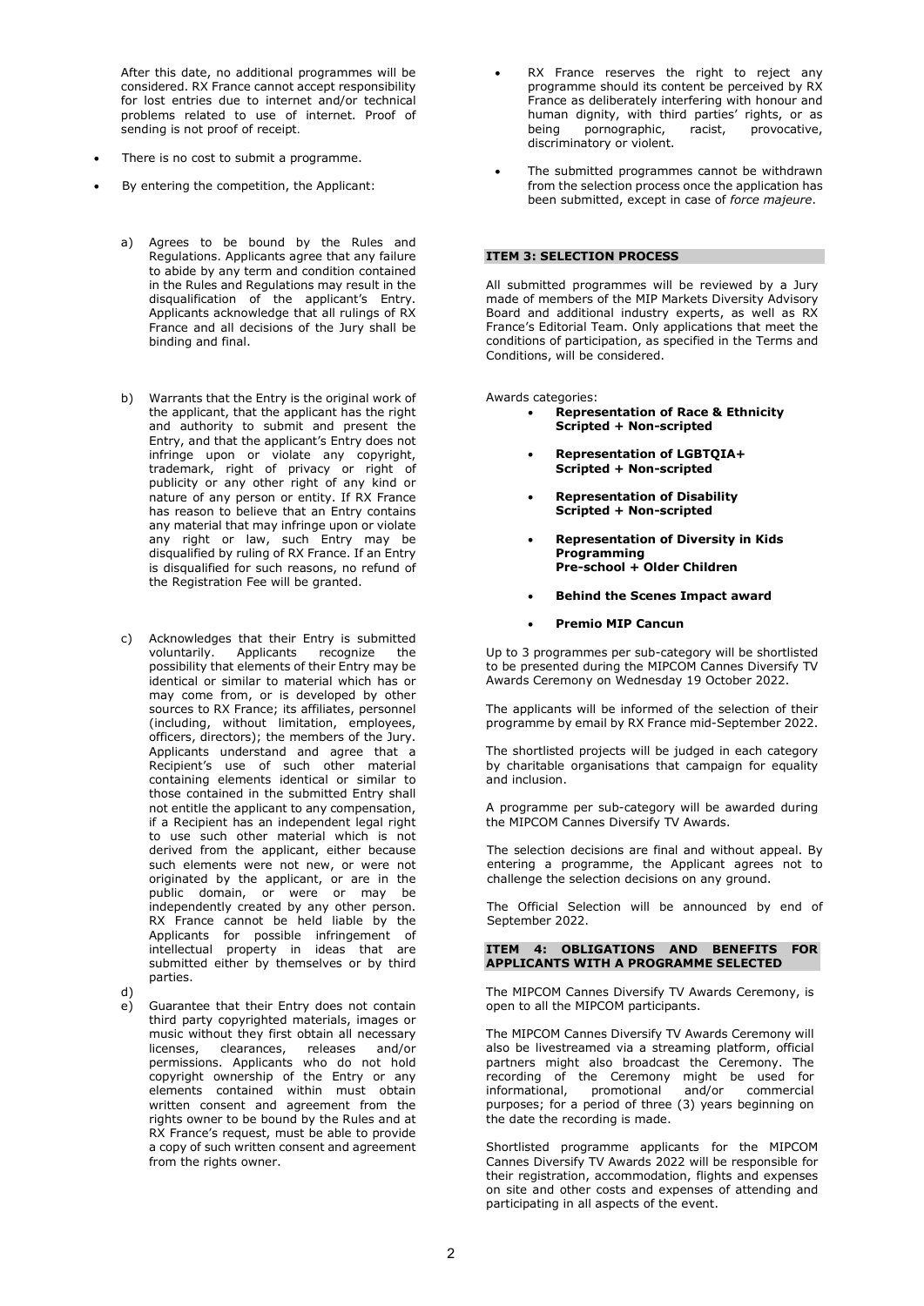After this date, no additional programmes will be considered. RX France cannot accept responsibility for lost entries due to internet and/or technical problems related to use of internet. Proof of sending is not proof of receipt.

- There is no cost to submit a programme.
- By entering the competition, the Applicant:

  a) Agrees to be bound by the Rules and Regulations. Applicants agree that any failure to abide by any term and condition contained in the Rules and Regulations may result in the disqualification of the applicant's Entry. Applicants acknowledge that all rulings of RX France and all decisions of the Jury shall be binding and final.

  b) Warrants that the Entry is the original work of the applicant, that the applicant has the right and authority to submit and present the Entry, and that the applicant's Entry does not infringe upon or violate any copyright, trademark, right of privacy or right of publicity or any other right of any kind or nature of any person or entity. If RX France has reason to believe that an Entry contains any material that may infringe upon or violate any right or law, such Entry may be disqualified by ruling of RX France. If an Entry is disqualified for such reasons, no refund of the Registration Fee will be granted.

  c) Acknowledges that their Entry is submitted voluntarily. Applicants recognize the possibility that elements of their Entry may be identical or similar to material which has or may come from, or is developed by other sources to RX France; its affiliates, personnel (including, without limitation, employees, officers, directors); the members of the Jury. Applicants understand and agree that a Recipient's use of such other material containing elements identical or similar to those contained in the submitted Entry shall not entitle the applicant to any compensation, if a Recipient has an independent legal right to use such other material which is not derived from the applicant, either because such elements were not new, or were not originated by the applicant, or are in the public domain, or were or may be independently created by any other person. RX France cannot be held liable by the Applicants for possible infringement of intellectual property in ideas that are submitted either by themselves or by third parties.

  d)

  e) Guarantee that their Entry does not contain third party copyrighted materials, images or music without they first obtain all necessary licenses, clearances, releases and/or permissions. Applicants who do not hold copyright ownership of the Entry or any elements contained within must obtain written consent and agreement from the rights owner to be bound by the Rules and at RX France's request, must be able to provide a copy of such written consent and agreement from the rights owner.

- RX France reserves the right to reject any programme should its content be perceived by RX France as deliberately interfering with honour and human dignity, with third parties' rights, or as being pornographic, racist, provocative, discriminatory or violent.
- The submitted programmes cannot be withdrawn from the selection process once the application has been submitted, except in case of *force majeure*.

## ITEM 3: SELECTION PROCESS

All submitted programmes will be reviewed by a Jury made of members of the MIP Markets Diversity Advisory Board and additional industry experts, as well as RX France's Editorial Team. Only applications that meet the conditions of participation, as specified in the Terms and Conditions, will be considered.

Awards categories:

- **Representation of Race & Ethnicity Scripted + Non-scripted**
- **Representation of LGBTQIA+ Scripted + Non-scripted**
- **Representation of Disability Scripted + Non-scripted**
- **Representation of Diversity in Kids Programming Pre-school + Older Children**
- **Behind the Scenes Impact award**
- **Premio MIP Cancun**

Up to 3 programmes per sub-category will be shortlisted to be presented during the MIPCOM Cannes Diversify TV Awards Ceremony on Wednesday 19 October 2022.

The applicants will be informed of the selection of their programme by email by RX France mid-September 2022.

The shortlisted projects will be judged in each category by charitable organisations that campaign for equality and inclusion.

A programme per sub-category will be awarded during the MIPCOM Cannes Diversify TV Awards.

The selection decisions are final and without appeal. By entering a programme, the Applicant agrees not to challenge the selection decisions on any ground.

The Official Selection will be announced by end of September 2022.

## ITEM 4: OBLIGATIONS AND BENEFITS FOR APPLICANTS WITH A PROGRAMME SELECTED

The MIPCOM Cannes Diversify TV Awards Ceremony, is open to all the MIPCOM participants.

The MIPCOM Cannes Diversify TV Awards Ceremony will also be livestreamed via a streaming platform, official partners might also broadcast the Ceremony. The recording of the Ceremony might be used for informational, promotional and/or commercial purposes; for a period of three (3) years beginning on the date the recording is made.

Shortlisted programme applicants for the MIPCOM Cannes Diversify TV Awards 2022 will be responsible for their registration, accommodation, flights and expenses on site and other costs and expenses of attending and participating in all aspects of the event.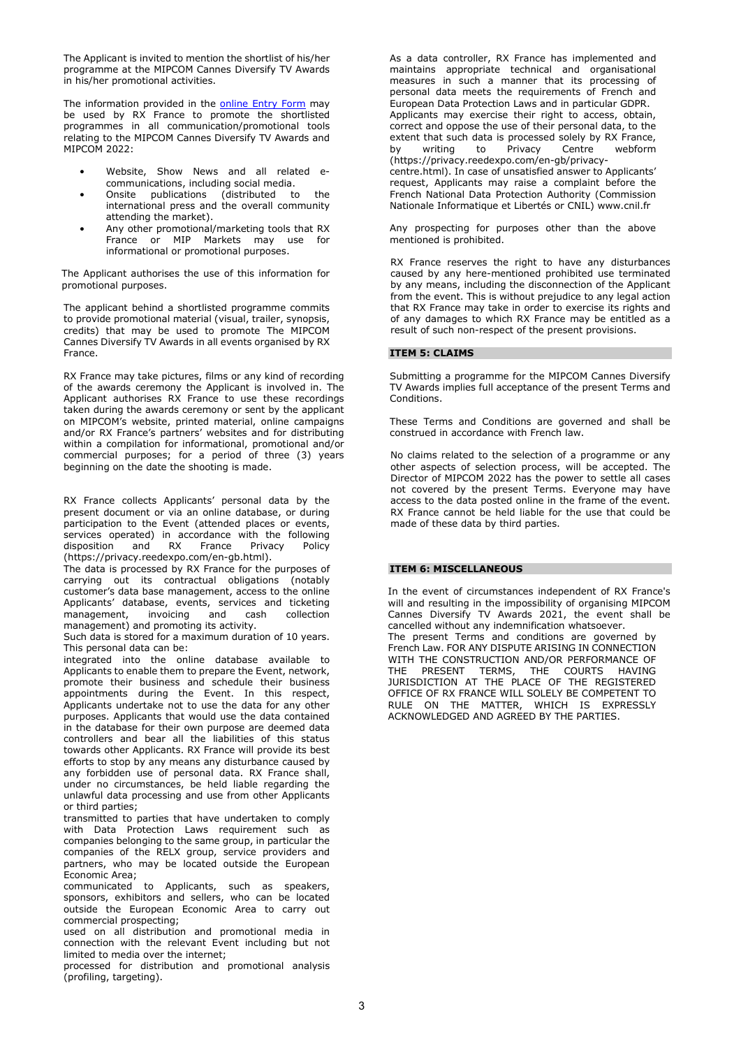The Applicant is invited to mention the shortlist of his/her programme at the MIPCOM Cannes Diversify TV Awards in his/her promotional activities.

The information provided in the [online Entry Form] may be used by RX France to promote the shortlisted programmes in all communication/promotional tools relating to the MIPCOM Cannes Diversify TV Awards and MIPCOM 2022:

- Website, Show News and all related e-communications, including social media.
- Onsite publications (distributed to the international press and the overall community attending the market).
- Any other promotional/marketing tools that RX France or MIP Markets may use for informational or promotional purposes.

The Applicant authorises the use of this information for promotional purposes.

The applicant behind a shortlisted programme commits to provide promotional material (visual, trailer, synopsis, credits) that may be used to promote The MIPCOM Cannes Diversify TV Awards in all events organised by RX France.

RX France may take pictures, films or any kind of recording of the awards ceremony the Applicant is involved in. The Applicant authorises RX France to use these recordings taken during the awards ceremony or sent by the applicant on MIPCOM's website, printed material, online campaigns and/or RX France's partners' websites and for distributing within a compilation for informational, promotional and/or commercial purposes; for a period of three (3) years beginning on the date the shooting is made.

RX France collects Applicants' personal data by the present document or via an online database, or during participation to the Event (attended places or events, services operated) in accordance with the following disposition and RX France Privacy Policy (https://privacy.reedexpo.com/en-gb.html).
The data is processed by RX France for the purposes of carrying out its contractual obligations (notably customer's data base management, access to the online Applicants' database, events, services and ticketing management, invoicing and cash collection management) and promoting its activity.
Such data is stored for a maximum duration of 10 years.
This personal data can be:
integrated into the online database available to Applicants to enable them to prepare the Event, network, promote their business and schedule their business appointments during the Event. In this respect, Applicants undertake not to use the data for any other purposes. Applicants that would use the data contained in the database for their own purpose are deemed data controllers and bear all the liabilities of this status towards other Applicants. RX France will provide its best efforts to stop by any means any disturbance caused by any forbidden use of personal data. RX France shall, under no circumstances, be held liable regarding the unlawful data processing and use from other Applicants or third parties;
transmitted to parties that have undertaken to comply with Data Protection Laws requirement such as companies belonging to the same group, in particular the companies of the RELX group, service providers and partners, who may be located outside the European Economic Area;
communicated to Applicants, such as speakers, sponsors, exhibitors and sellers, who can be located outside the European Economic Area to carry out commercial prospecting;
used on all distribution and promotional media in connection with the relevant Event including but not limited to media over the internet;
processed for distribution and promotional analysis (profiling, targeting).

As a data controller, RX France has implemented and maintains appropriate technical and organisational measures in such a manner that its processing of personal data meets the requirements of French and European Data Protection Laws and in particular GDPR. Applicants may exercise their right to access, obtain, correct and oppose the use of their personal data, to the extent that such data is processed solely by RX France, by writing to Privacy Centre webform (https://privacy.reedexpo.com/en-gb/privacy-centre.html). In case of unsatisfied answer to Applicants' request, Applicants may raise a complaint before the French National Data Protection Authority (Commission Nationale Informatique et Libertés or CNIL) www.cnil.fr

Any prospecting for purposes other than the above mentioned is prohibited.

RX France reserves the right to have any disturbances caused by any here-mentioned prohibited use terminated by any means, including the disconnection of the Applicant from the event. This is without prejudice to any legal action that RX France may take in order to exercise its rights and of any damages to which RX France may be entitled as a result of such non-respect of the present provisions.

## ITEM 5: CLAIMS

Submitting a programme for the MIPCOM Cannes Diversify TV Awards implies full acceptance of the present Terms and Conditions.

These Terms and Conditions are governed and shall be construed in accordance with French law.

No claims related to the selection of a programme or any other aspects of selection process, will be accepted. The Director of MIPCOM 2022 has the power to settle all cases not covered by the present Terms. Everyone may have access to the data posted online in the frame of the event. RX France cannot be held liable for the use that could be made of these data by third parties.

## ITEM 6: MISCELLANEOUS

In the event of circumstances independent of RX France's will and resulting in the impossibility of organising MIPCOM Cannes Diversify TV Awards 2021, the event shall be cancelled without any indemnification whatsoever.
The present Terms and conditions are governed by French Law. FOR ANY DISPUTE ARISING IN CONNECTION WITH THE CONSTRUCTION AND/OR PERFORMANCE OF THE PRESENT TERMS, THE COURTS HAVING JURISDICTION AT THE PLACE OF THE REGISTERED OFFICE OF RX FRANCE WILL SOLELY BE COMPETENT TO RULE ON THE MATTER, WHICH IS EXPRESSLY ACKNOWLEDGED AND AGREED BY THE PARTIES.